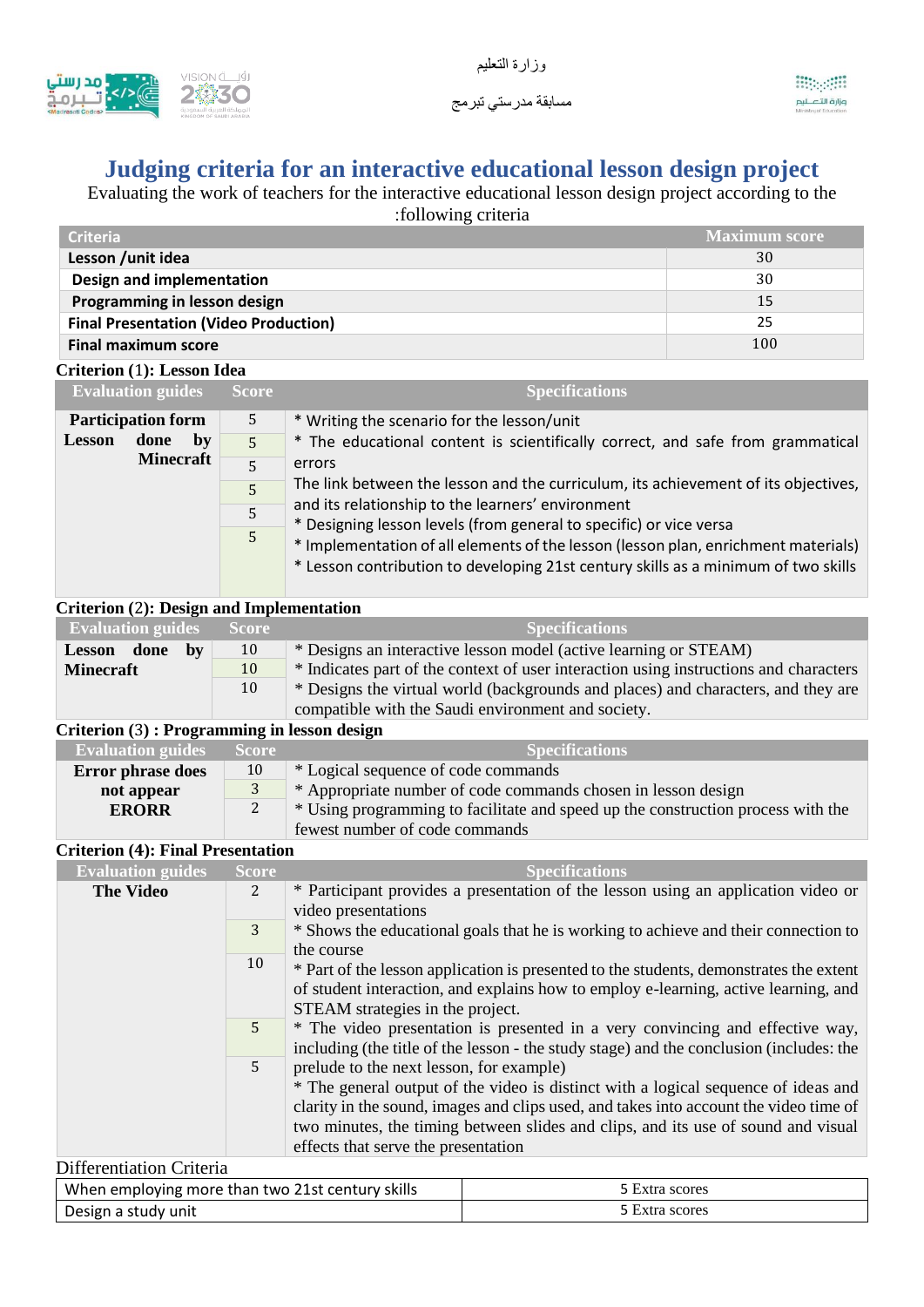وزارة التعليم

مسابقة مدرستي تبرمج

# Judging criteria for an interactive educational lesson design project

Evaluating the work of teachers for the interactive educational lesson design project according to the :following criteria

| Criteria | Maximum score |
|---|---|
| Lesson /unit idea | 30 |
| Design and implementation | 30 |
| Programming in lesson design | 15 |
| Final Presentation (Video Production) | 25 |
| Final maximum score | 100 |

**Criterion (1): Lesson Idea**

| Evaluation guides | Score | Specifications |
|---|---|---|
| Participation form | 5 | * Writing the scenario for the lesson/unit |
| Lesson done by Minecraft | 5 | * The educational content is scientifically correct, and safe from grammatical errors |
| | 5 | The link between the lesson and the curriculum, its achievement of its objectives, and its relationship to the learners' environment |
| | 5 | * Designing lesson levels (from general to specific) or vice versa |
| | 5 | * Implementation of all elements of the lesson (lesson plan, enrichment materials) |
| | 5 | * Lesson contribution to developing 21st century skills as a minimum of two skills |

**Criterion (2): Design and Implementation**

| Evaluation guides | Score | Specifications |
|---|---|---|
| Lesson done by Minecraft | 10 | * Designs an interactive lesson model (active learning or STEAM) |
| | 10 | * Indicates part of the context of user interaction using instructions and characters |
| | 10 | * Designs the virtual world (backgrounds and places) and characters, and they are compatible with the Saudi environment and society. |

**Criterion (3) : Programming in lesson design**

| Evaluation guides | Score | Specifications |
|---|---|---|
| Error phrase does not appear ERORR | 10 | * Logical sequence of code commands |
| | 3 | * Appropriate number of code commands chosen in lesson design |
| | 2 | * Using programming to facilitate and speed up the construction process with the fewest number of code commands |

**Criterion (4): Final Presentation**

| Evaluation guides | Score | Specifications |
|---|---|---|
| The Video | 2 | * Participant provides a presentation of the lesson using an application video or video presentations |
| | 3 | * Shows the educational goals that he is working to achieve and their connection to the course |
| | 10 | * Part of the lesson application is presented to the students, demonstrates the extent of student interaction, and explains how to employ e-learning, active learning, and STEAM strategies in the project. |
| | 5 | * The video presentation is presented in a very convincing and effective way, including (the title of the lesson - the study stage) and the conclusion (includes: the prelude to the next lesson, for example) |
| | 5 | * The general output of the video is distinct with a logical sequence of ideas and clarity in the sound, images and clips used, and takes into account the video time of two minutes, the timing between slides and clips, and its use of sound and visual effects that serve the presentation |

Differentiation Criteria

| | |
|---|---|
| When employing more than two 21st century skills | 5 Extra scores |
| Design a study unit | 5 Extra scores |